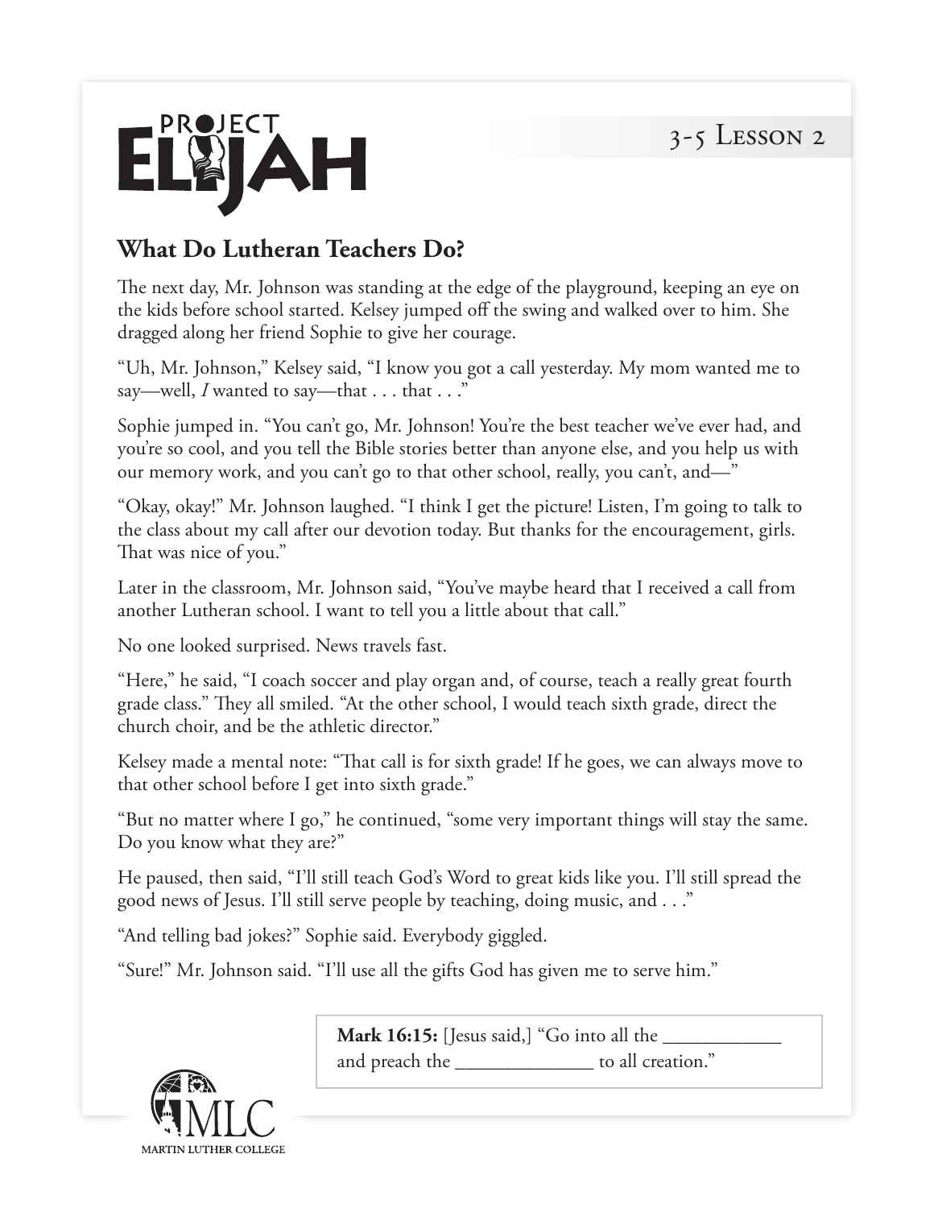PROJECT ELIJAH

3-5 Lesson 2

## What Do Lutheran Teachers Do?

The next day, Mr. Johnson was standing at the edge of the playground, keeping an eye on the kids before school started. Kelsey jumped off the swing and walked over to him. She dragged along her friend Sophie to give her courage.

"Uh, Mr. Johnson," Kelsey said, "I know you got a call yesterday. My mom wanted me to say—well, *I* wanted to say—that . . . that . . ."

Sophie jumped in. "You can't go, Mr. Johnson! You're the best teacher we've ever had, and you're so cool, and you tell the Bible stories better than anyone else, and you help us with our memory work, and you can't go to that other school, really, you can't, and—"

"Okay, okay!" Mr. Johnson laughed. "I think I get the picture! Listen, I'm going to talk to the class about my call after our devotion today. But thanks for the encouragement, girls. That was nice of you."

Later in the classroom, Mr. Johnson said, "You've maybe heard that I received a call from another Lutheran school. I want to tell you a little about that call."

No one looked surprised. News travels fast.

"Here," he said, "I coach soccer and play organ and, of course, teach a really great fourth grade class." They all smiled. "At the other school, I would teach sixth grade, direct the church choir, and be the athletic director."

Kelsey made a mental note: "That call is for sixth grade! If he goes, we can always move to that other school before I get into sixth grade."

"But no matter where I go," he continued, "some very important things will stay the same. Do you know what they are?"

He paused, then said, "I'll still teach God's Word to great kids like you. I'll still spread the good news of Jesus. I'll still serve people by teaching, doing music, and . . ."

"And telling bad jokes?" Sophie said. Everybody giggled.

"Sure!" Mr. Johnson said. "I'll use all the gifts God has given me to serve him."

**Mark 16:15:** [Jesus said,] "Go into all the ____________ and preach the ______________ to all creation."

MLC
MARTIN LUTHER COLLEGE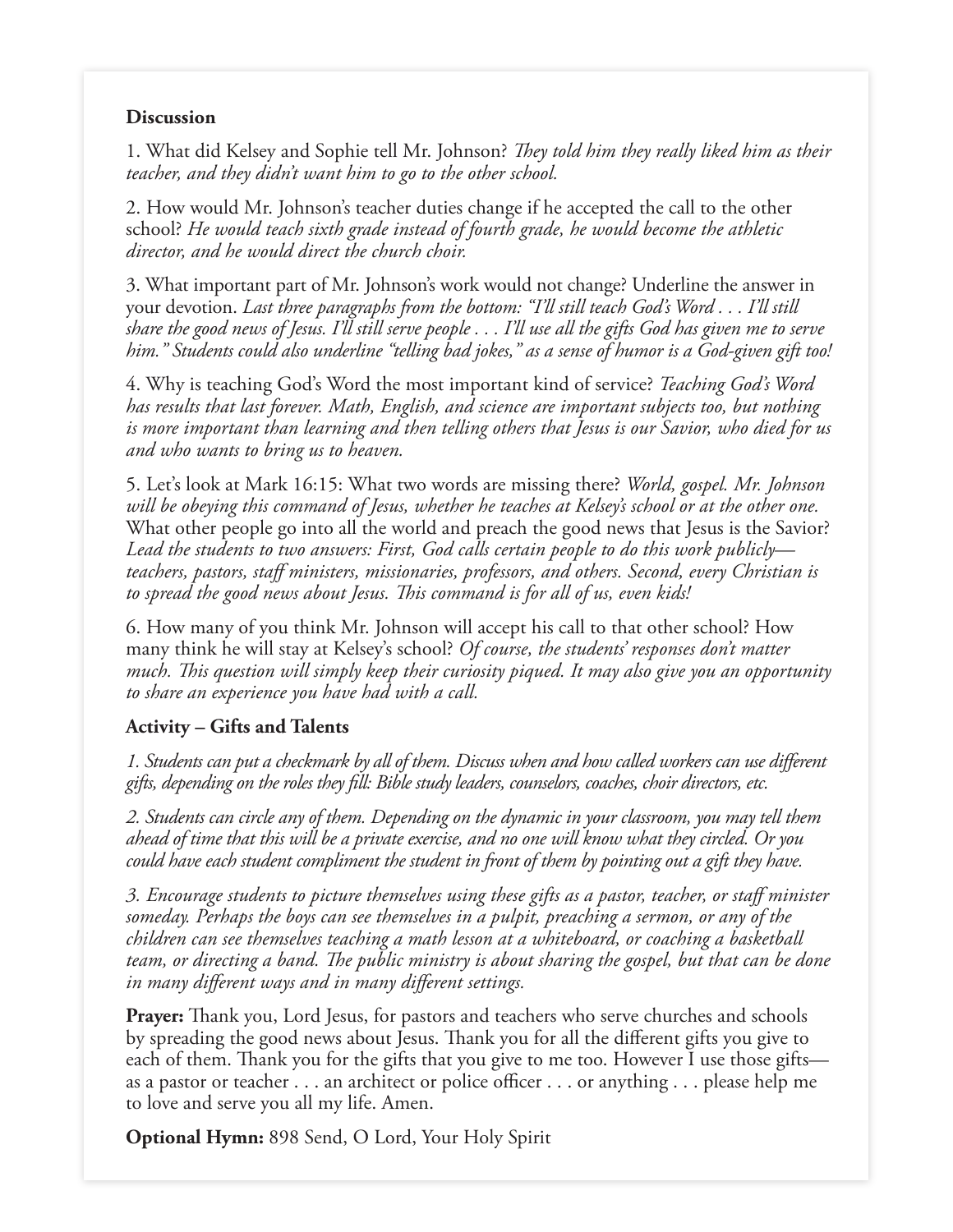**Discussion**

1. What did Kelsey and Sophie tell Mr. Johnson? *They told him they really liked him as their teacher, and they didn't want him to go to the other school.*

2. How would Mr. Johnson's teacher duties change if he accepted the call to the other school? *He would teach sixth grade instead of fourth grade, he would become the athletic director, and he would direct the church choir.*

3. What important part of Mr. Johnson's work would not change? Underline the answer in your devotion. *Last three paragraphs from the bottom: "I'll still teach God's Word . . . I'll still share the good news of Jesus. I'll still serve people . . . I'll use all the gifts God has given me to serve him." Students could also underline "telling bad jokes," as a sense of humor is a God-given gift too!*

4. Why is teaching God's Word the most important kind of service? *Teaching God's Word has results that last forever. Math, English, and science are important subjects too, but nothing is more important than learning and then telling others that Jesus is our Savior, who died for us and who wants to bring us to heaven.*

5. Let's look at Mark 16:15: What two words are missing there? *World, gospel. Mr. Johnson will be obeying this command of Jesus, whether he teaches at Kelsey's school or at the other one.* What other people go into all the world and preach the good news that Jesus is the Savior? *Lead the students to two answers: First, God calls certain people to do this work publicly—teachers, pastors, staff ministers, missionaries, professors, and others. Second, every Christian is to spread the good news about Jesus. This command is for all of us, even kids!*

6. How many of you think Mr. Johnson will accept his call to that other school? How many think he will stay at Kelsey's school? *Of course, the students' responses don't matter much. This question will simply keep their curiosity piqued. It may also give you an opportunity to share an experience you have had with a call.*

**Activity – Gifts and Talents**

*1. Students can put a checkmark by all of them. Discuss when and how called workers can use different gifts, depending on the roles they fill: Bible study leaders, counselors, coaches, choir directors, etc.*

*2. Students can circle any of them. Depending on the dynamic in your classroom, you may tell them ahead of time that this will be a private exercise, and no one will know what they circled. Or you could have each student compliment the student in front of them by pointing out a gift they have.*

*3. Encourage students to picture themselves using these gifts as a pastor, teacher, or staff minister someday. Perhaps the boys can see themselves in a pulpit, preaching a sermon, or any of the children can see themselves teaching a math lesson at a whiteboard, or coaching a basketball team, or directing a band. The public ministry is about sharing the gospel, but that can be done in many different ways and in many different settings.*

**Prayer:** Thank you, Lord Jesus, for pastors and teachers who serve churches and schools by spreading the good news about Jesus. Thank you for all the different gifts you give to each of them. Thank you for the gifts that you give to me too. However I use those gifts—as a pastor or teacher . . . an architect or police officer . . . or anything . . . please help me to love and serve you all my life. Amen.

**Optional Hymn:** 898 Send, O Lord, Your Holy Spirit